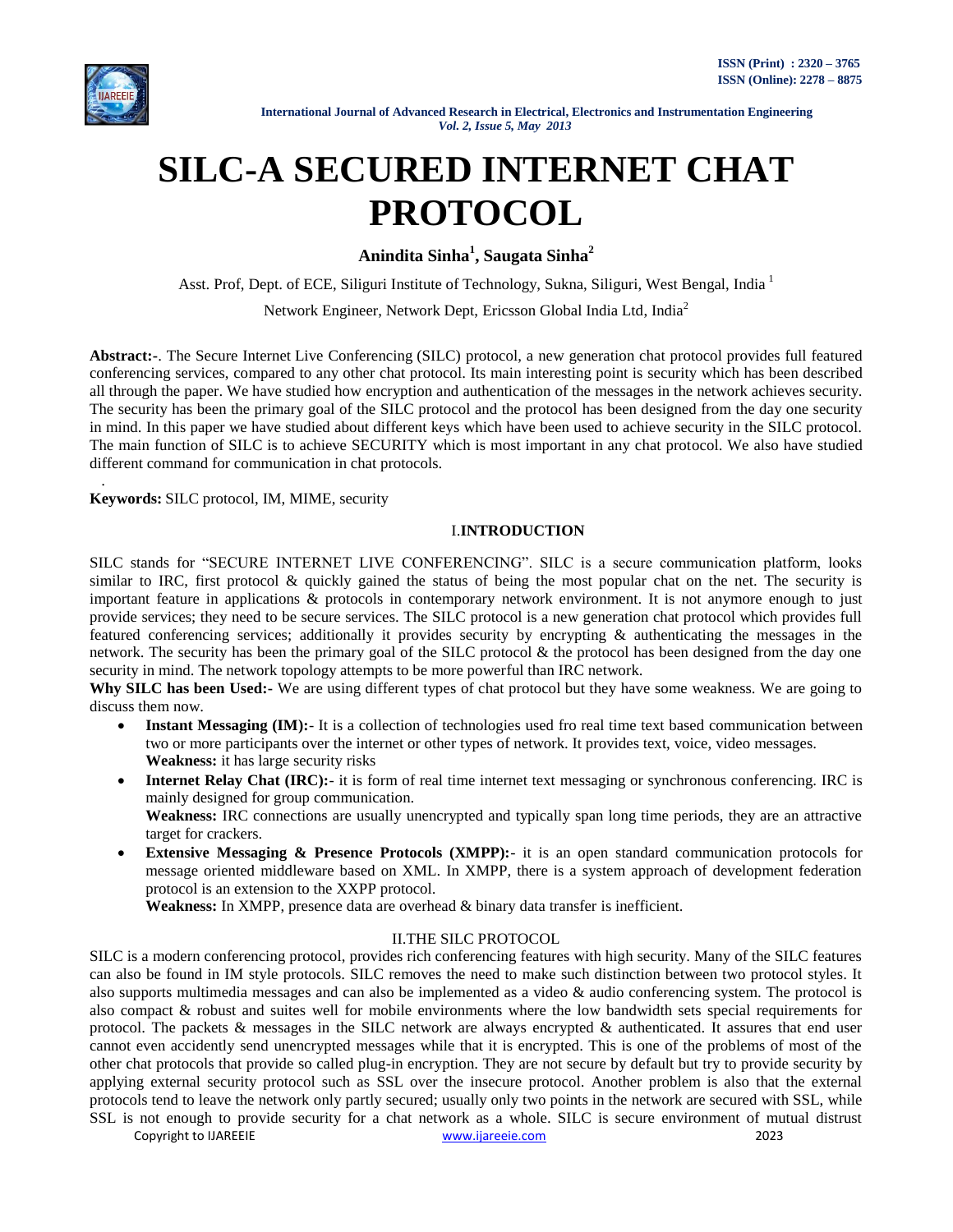# SILC-A SECURED INTERNET CHAT PROTOCOL

**Anindita Sinha[1], Saugata Sinha[2]**

Asst. Prof, Dept. of ECE, Siliguri Institute of Technology, Sukna, Siliguri, West Bengal, India [1]

Network Engineer, Network Dept, Ericsson Global India Ltd, India[2]

**Abstract:-**. The Secure Internet Live Conferencing (SILC) protocol, a new generation chat protocol provides full featured conferencing services, compared to any other chat protocol. Its main interesting point is security which has been described all through the paper. We have studied how encryption and authentication of the messages in the network achieves security. The security has been the primary goal of the SILC protocol and the protocol has been designed from the day one security in mind. In this paper we have studied about different keys which have been used to achieve security in the SILC protocol. The main function of SILC is to achieve SECURITY which is most important in any chat protocol. We also have studied different command for communication in chat protocols.

.

**Keywords:** SILC protocol, IM, MIME, security

## I.INTRODUCTION

SILC stands for "SECURE INTERNET LIVE CONFERENCING". SILC is a secure communication platform, looks similar to IRC, first protocol & quickly gained the status of being the most popular chat on the net. The security is important feature in applications & protocols in contemporary network environment. It is not anymore enough to just provide services; they need to be secure services. The SILC protocol is a new generation chat protocol which provides full featured conferencing services; additionally it provides security by encrypting & authenticating the messages in the network. The security has been the primary goal of the SILC protocol & the protocol has been designed from the day one security in mind. The network topology attempts to be more powerful than IRC network.

**Why SILC has been Used:**- We are using different types of chat protocol but they have some weakness. We are going to discuss them now.

- **Instant Messaging (IM):**- It is a collection of technologies used fro real time text based communication between two or more participants over the internet or other types of network. It provides text, voice, video messages.
  **Weakness:** it has large security risks
- **Internet Relay Chat (IRC):**- it is form of real time internet text messaging or synchronous conferencing. IRC is mainly designed for group communication.
  **Weakness:** IRC connections are usually unencrypted and typically span long time periods, they are an attractive target for crackers.
- **Extensive Messaging & Presence Protocols (XMPP):**- it is an open standard communication protocols for message oriented middleware based on XML. In XMPP, there is a system approach of development federation protocol is an extension to the XXPP protocol.
  **Weakness:** In XMPP, presence data are overhead & binary data transfer is inefficient.

## II.THE SILC PROTOCOL

SILC is a modern conferencing protocol, provides rich conferencing features with high security. Many of the SILC features can also be found in IM style protocols. SILC removes the need to make such distinction between two protocol styles. It also supports multimedia messages and can also be implemented as a video & audio conferencing system. The protocol is also compact & robust and suites well for mobile environments where the low bandwidth sets special requirements for protocol. The packets & messages in the SILC network are always encrypted & authenticated. It assures that end user cannot even accidently send unencrypted messages while that it is encrypted. This is one of the problems of most of the other chat protocols that provide so called plug-in encryption. They are not secure by default but try to provide security by applying external security protocol such as SSL over the insecure protocol. Another problem is also that the external protocols tend to leave the network only partly secured; usually only two points in the network are secured with SSL, while SSL is not enough to provide security for a chat network as a whole. SILC is secure environment of mutual distrust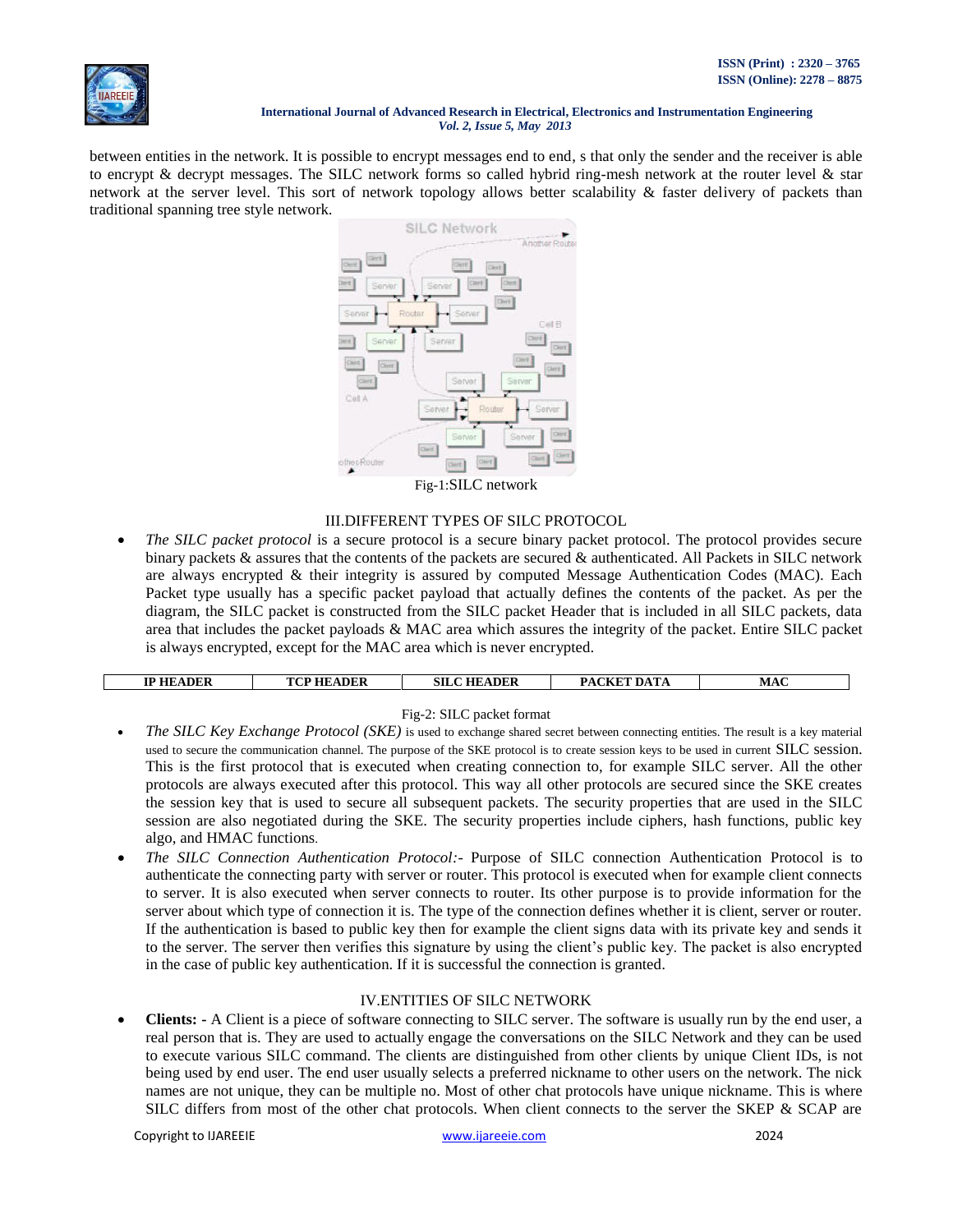between entities in the network. It is possible to encrypt messages end to end, s that only the sender and the receiver is able to encrypt & decrypt messages. The SILC network forms so called hybrid ring-mesh network at the router level & star network at the server level. This sort of network topology allows better scalability & faster delivery of packets than traditional spanning tree style network.

Fig-1:SILC network

## III.DIFFERENT TYPES OF SILC PROTOCOL

- *The SILC packet protocol* is a secure protocol is a secure binary packet protocol. The protocol provides secure binary packets & assures that the contents of the packets are secured & authenticated. All Packets in SILC network are always encrypted & their integrity is assured by computed Message Authentication Codes (MAC). Each Packet type usually has a specific packet payload that actually defines the contents of the packet. As per the diagram, the SILC packet is constructed from the SILC packet Header that is included in all SILC packets, data area that includes the packet payloads & MAC area which assures the integrity of the packet. Entire SILC packet is always encrypted, except for the MAC area which is never encrypted.

| IP HEADER | TCP HEADER | SILC HEADER | PACKET DATA | MAC |
|---|---|---|---|---|

Fig-2: SILC packet format

- *The SILC Key Exchange Protocol (SKE)* is used to exchange shared secret between connecting entities. The result is a key material used to secure the communication channel. The purpose of the SKE protocol is to create session keys to be used in current SILC session. This is the first protocol that is executed when creating connection to, for example SILC server. All the other protocols are always executed after this protocol. This way all other protocols are secured since the SKE creates the session key that is used to secure all subsequent packets. The security properties that are used in the SILC session are also negotiated during the SKE. The security properties include ciphers, hash functions, public key algo, and HMAC functions.
- *The SILC Connection Authentication Protocol:-* Purpose of SILC connection Authentication Protocol is to authenticate the connecting party with server or router. This protocol is executed when for example client connects to server. It is also executed when server connects to router. Its other purpose is to provide information for the server about which type of connection it is. The type of the connection defines whether it is client, server or router. If the authentication is based to public key then for example the client signs data with its private key and sends it to the server. The server then verifies this signature by using the client's public key. The packet is also encrypted in the case of public key authentication. If it is successful the connection is granted.

## IV.ENTITIES OF SILC NETWORK

- **Clients: -** A Client is a piece of software connecting to SILC server. The software is usually run by the end user, a real person that is. They are used to actually engage the conversations on the SILC Network and they can be used to execute various SILC command. The clients are distinguished from other clients by unique Client IDs, is not being used by end user. The end user usually selects a preferred nickname to other users on the network. The nick names are not unique, they can be multiple no. Most of other chat protocols have unique nickname. This is where SILC differs from most of the other chat protocols. When client connects to the server the SKEP & SCAP are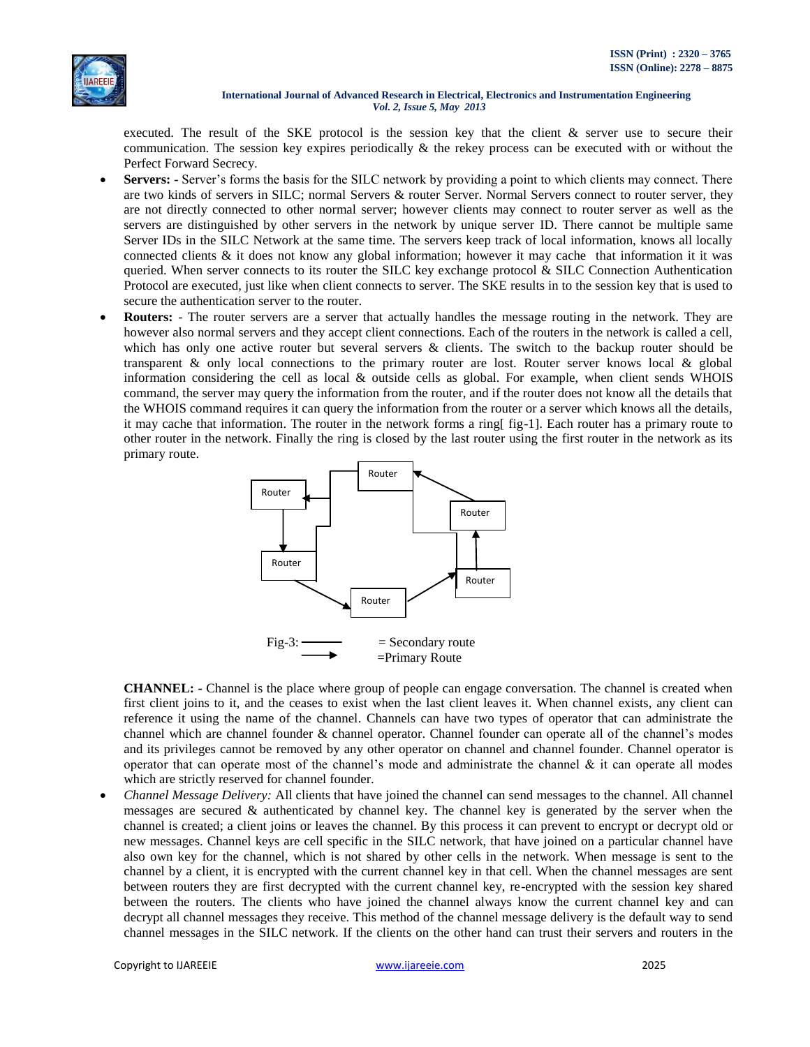executed. The result of the SKE protocol is the session key that the client & server use to secure their communication. The session key expires periodically & the rekey process can be executed with or without the Perfect Forward Secrecy.

- **Servers: -** Server's forms the basis for the SILC network by providing a point to which clients may connect. There are two kinds of servers in SILC; normal Servers & router Server. Normal Servers connect to router server, they are not directly connected to other normal server; however clients may connect to router server as well as the servers are distinguished by other servers in the network by unique server ID. There cannot be multiple same Server IDs in the SILC Network at the same time. The servers keep track of local information, knows all locally connected clients & it does not know any global information; however it may cache that information it it was queried. When server connects to its router the SILC key exchange protocol & SILC Connection Authentication Protocol are executed, just like when client connects to server. The SKE results in to the session key that is used to secure the authentication server to the router.
- **Routers:** - The router servers are a server that actually handles the message routing in the network. They are however also normal servers and they accept client connections. Each of the routers in the network is called a cell, which has only one active router but several servers & clients. The switch to the backup router should be transparent & only local connections to the primary router are lost. Router server knows local & global information considering the cell as local & outside cells as global. For example, when client sends WHOIS command, the server may query the information from the router, and if the router does not know all the details that the WHOIS command requires it can query the information from the router or a server which knows all the details, it may cache that information. The router in the network forms a ring[ fig-1]. Each router has a primary route to other router in the network. Finally the ring is closed by the last router using the first router in the network as its primary route.

Fig-3: ——— = Secondary route
⟶ =Primary Route

**CHANNEL: -** Channel is the place where group of people can engage conversation. The channel is created when first client joins to it, and the ceases to exist when the last client leaves it. When channel exists, any client can reference it using the name of the channel. Channels can have two types of operator that can administrate the channel which are channel founder & channel operator. Channel founder can operate all of the channel's modes and its privileges cannot be removed by any other operator on channel and channel founder. Channel operator is operator that can operate most of the channel's mode and administrate the channel & it can operate all modes which are strictly reserved for channel founder.

- *Channel Message Delivery:* All clients that have joined the channel can send messages to the channel. All channel messages are secured & authenticated by channel key. The channel key is generated by the server when the channel is created; a client joins or leaves the channel. By this process it can prevent to encrypt or decrypt old or new messages. Channel keys are cell specific in the SILC network, that have joined on a particular channel have also own key for the channel, which is not shared by other cells in the network. When message is sent to the channel by a client, it is encrypted with the current channel key in that cell. When the channel messages are sent between routers they are first decrypted with the current channel key, re-encrypted with the session key shared between the routers. The clients who have joined the channel always know the current channel key and can decrypt all channel messages they receive. This method of the channel message delivery is the default way to send channel messages in the SILC network. If the clients on the other hand can trust their servers and routers in the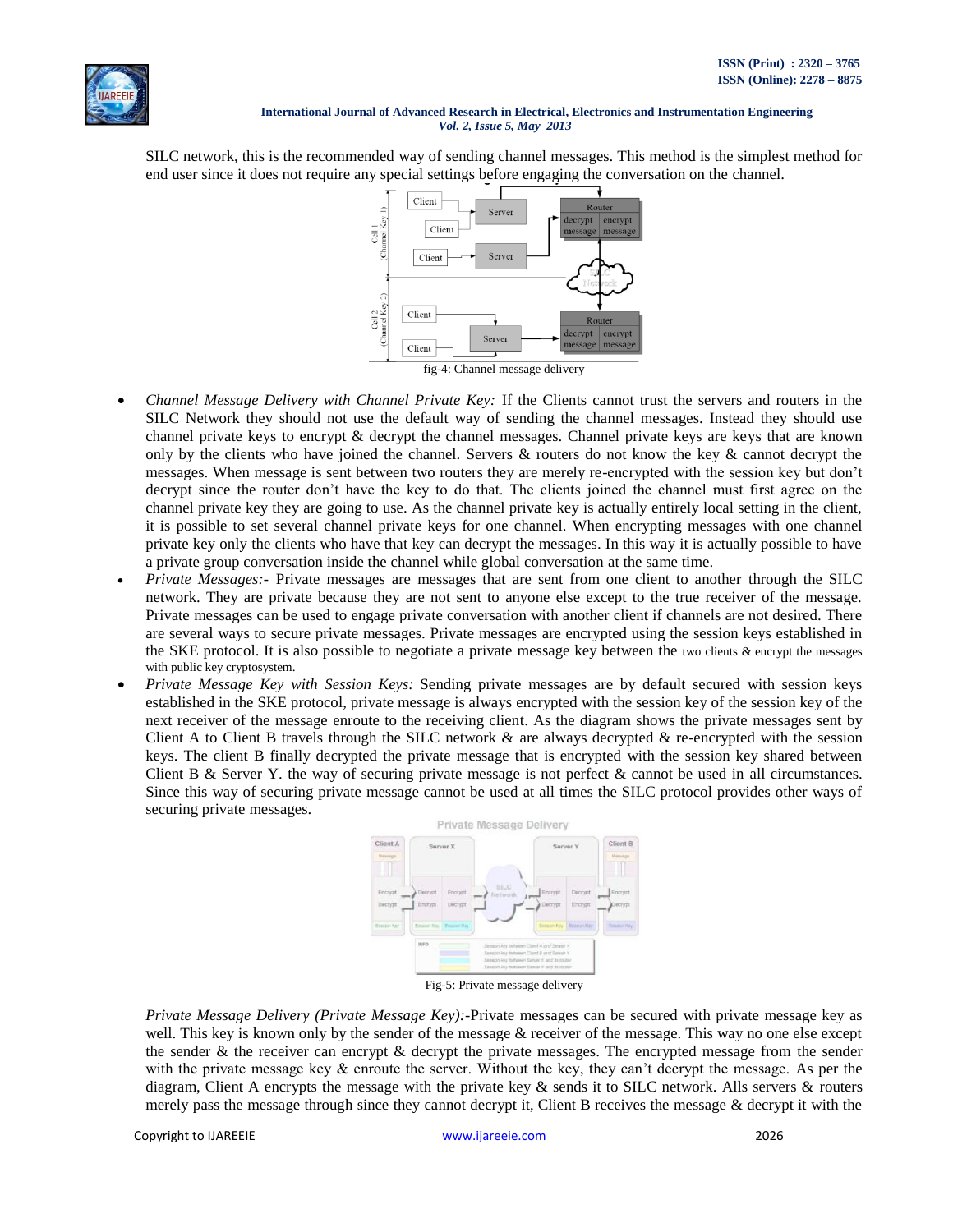SILC network, this is the recommended way of sending channel messages. This method is the simplest method for end user since it does not require any special settings before engaging the conversation on the channel.

fig-4: Channel message delivery

- *Channel Message Delivery with Channel Private Key:* If the Clients cannot trust the servers and routers in the SILC Network they should not use the default way of sending the channel messages. Instead they should use channel private keys to encrypt & decrypt the channel messages. Channel private keys are keys that are known only by the clients who have joined the channel. Servers & routers do not know the key & cannot decrypt the messages. When message is sent between two routers they are merely re-encrypted with the session key but don't decrypt since the router don't have the key to do that. The clients joined the channel must first agree on the channel private key they are going to use. As the channel private key is actually entirely local setting in the client, it is possible to set several channel private keys for one channel. When encrypting messages with one channel private key only the clients who have that key can decrypt the messages. In this way it is actually possible to have a private group conversation inside the channel while global conversation at the same time.
- *Private Messages:-* Private messages are messages that are sent from one client to another through the SILC network. They are private because they are not sent to anyone else except to the true receiver of the message. Private messages can be used to engage private conversation with another client if channels are not desired. There are several ways to secure private messages. Private messages are encrypted using the session keys established in the SKE protocol. It is also possible to negotiate a private message key between the two clients & encrypt the messages with public key cryptosystem.
- *Private Message Key with Session Keys:* Sending private messages are by default secured with session keys established in the SKE protocol, private message is always encrypted with the session key of the session key of the next receiver of the message enroute to the receiving client. As the diagram shows the private messages sent by Client A to Client B travels through the SILC network & are always decrypted & re-encrypted with the session keys. The client B finally decrypted the private message that is encrypted with the session key shared between Client B & Server Y. the way of securing private message is not perfect & cannot be used in all circumstances. Since this way of securing private message cannot be used at all times the SILC protocol provides other ways of securing private messages.

Fig-5: Private message delivery

*Private Message Delivery (Private Message Key):-*Private messages can be secured with private message key as well. This key is known only by the sender of the message & receiver of the message. This way no one else except the sender & the receiver can encrypt & decrypt the private messages. The encrypted message from the sender with the private message key & enroute the server. Without the key, they can't decrypt the message. As per the diagram, Client A encrypts the message with the private key & sends it to SILC network. Alls servers & routers merely pass the message through since they cannot decrypt it, Client B receives the message & decrypt it with the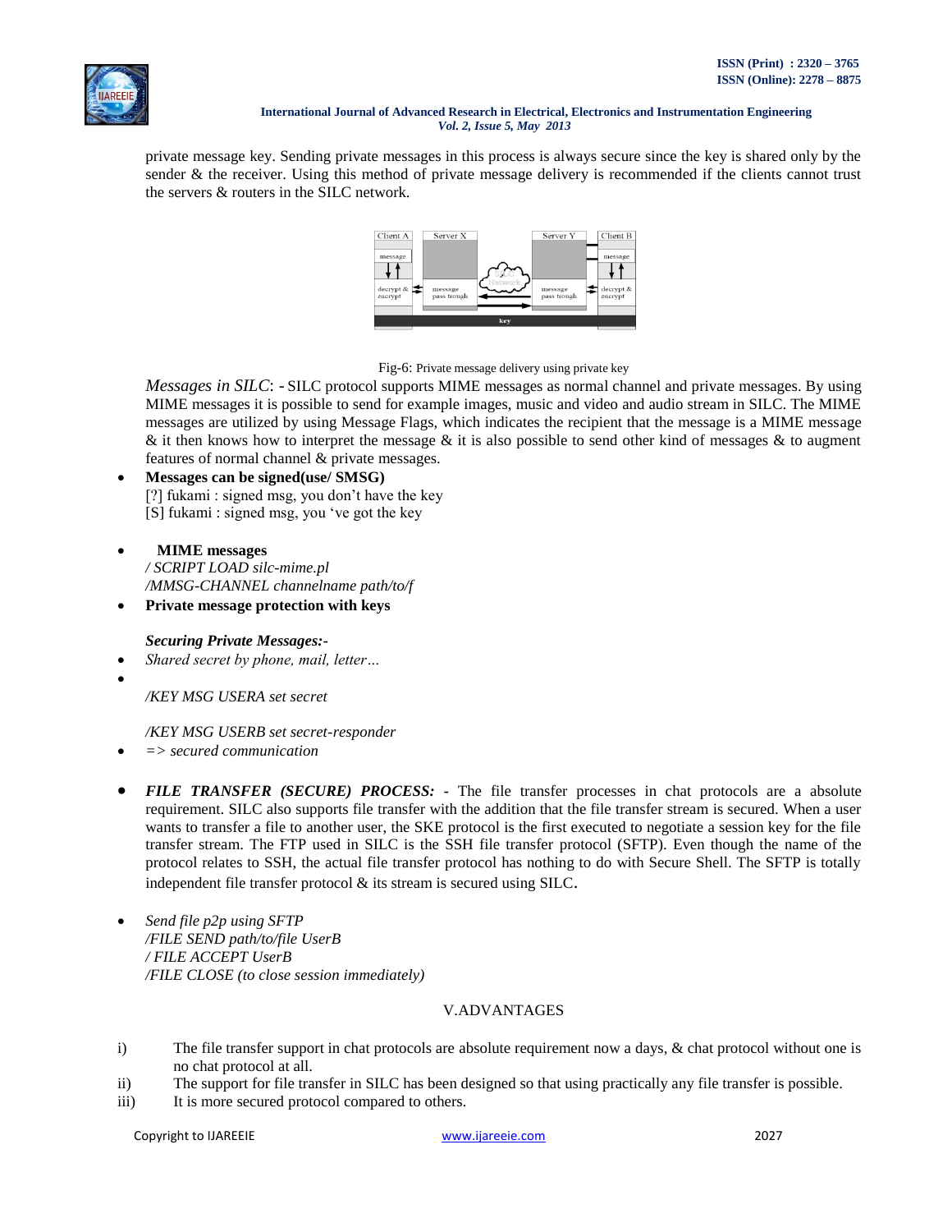private message key. Sending private messages in this process is always secure since the key is shared only by the sender & the receiver. Using this method of private message delivery is recommended if the clients cannot trust the servers & routers in the SILC network.

Fig-6: Private message delivery using private key

*Messages in SILC*: - SILC protocol supports MIME messages as normal channel and private messages. By using MIME messages it is possible to send for example images, music and video and audio stream in SILC. The MIME messages are utilized by using Message Flags, which indicates the recipient that the message is a MIME message & it then knows how to interpret the message & it is also possible to send other kind of messages & to augment features of normal channel & private messages.

- **Messages can be signed(use/ SMSG)**
  [?] fukami : signed msg, you don't have the key
  [S] fukami : signed msg, you 've got the key

- **MIME messages**
  */ SCRIPT LOAD silc-mime.pl*
  */MMSG-CHANNEL channelname path/to/f*
- **Private message protection with keys**

***Securing Private Messages:-***

- *Shared secret by phone, mail, letter…*
- 

*/KEY MSG USERA set secret*

*/KEY MSG USERB set secret-responder*

- *=> secured communication*

- ***FILE TRANSFER (SECURE) PROCESS:*** - The file transfer processes in chat protocols are a absolute requirement. SILC also supports file transfer with the addition that the file transfer stream is secured. When a user wants to transfer a file to another user, the SKE protocol is the first executed to negotiate a session key for the file transfer stream. The FTP used in SILC is the SSH file transfer protocol (SFTP). Even though the name of the protocol relates to SSH, the actual file transfer protocol has nothing to do with Secure Shell. The SFTP is totally independent file transfer protocol & its stream is secured using SILC.

- *Send file p2p using SFTP*
  */FILE SEND path/to/file UserB*
  */ FILE ACCEPT UserB*
  */FILE CLOSE (to close session immediately)*

## V.ADVANTAGES

i) The file transfer support in chat protocols are absolute requirement now a days, & chat protocol without one is no chat protocol at all.

ii) The support for file transfer in SILC has been designed so that using practically any file transfer is possible.

iii) It is more secured protocol compared to others.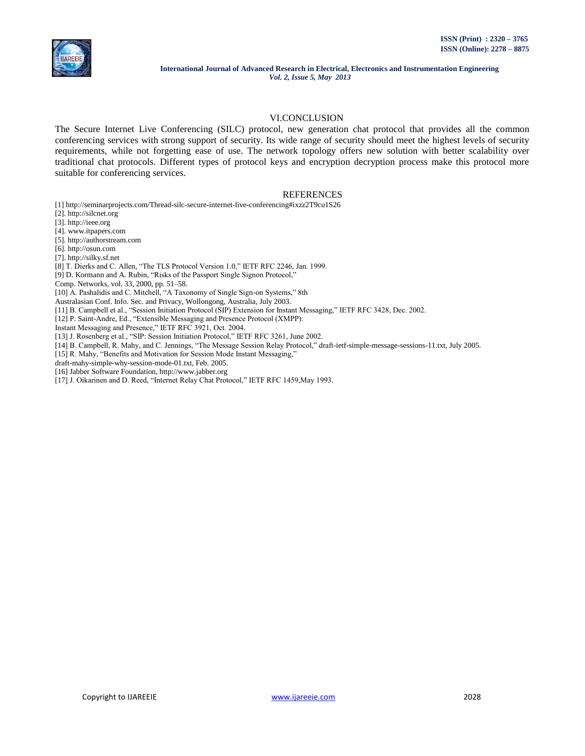## VI.CONCLUSION

The Secure Internet Live Conferencing (SILC) protocol, new generation chat protocol that provides all the common conferencing services with strong support of security. Its wide range of security should meet the highest levels of security requirements, while not forgetting ease of use. The network topology offers new solution with better scalability over traditional chat protocols. Different types of protocol keys and encryption decryption process make this protocol more suitable for conferencing services.

## REFERENCES

[1] http://seminarprojects.com/Thread-silc-secure-internet-live-conferencing#ixzz2T9cu1S26
[2]. http://silcnet.org
[3]. http://ieee.org
[4]. www.itpapers.com
[5]. http://authorstream.com
[6]. http://osun.com
[7]. http://silky.sf.net
[8] T. Dierks and C. Allen, "The TLS Protocol Version 1.0," IETF RFC 2246, Jan. 1999.
[9] D. Kormann and A. Rubin, "Risks of the Passport Single Signon Protocol," Comp. Networks, vol. 33, 2000, pp. 51–58.
[10] A. Pashalidis and C. Mitchell, "A Taxonomy of Single Sign-on Systems," 8th Australasian Conf. Info. Sec. and Privacy, Wollongong, Australia, July 2003.
[11] B. Campbell et al., "Session Initiation Protocol (SIP) Extension for Instant Messaging," IETF RFC 3428, Dec. 2002.
[12] P. Saint-Andre, Ed., "Extensible Messaging and Presence Protocol (XMPP): Instant Messaging and Presence," IETF RFC 3921, Oct. 2004.
[13] J. Rosenberg et al., "SIP: Session Initiation Protocol," IETF RFC 3261, June 2002.
[14] B. Campbell, R. Mahy, and C. Jennings, "The Message Session Relay Protocol," draft-ietf-simple-message-sessions-11.txt, July 2005.
[15] R. Mahy, "Benefits and Motivation for Session Mode Instant Messaging," draft-mahy-simple-why-session-mode-01.txt, Feb. 2005.
[16] Jabber Software Foundation, http://www.jabber.org
[17] J. Oikarinen and D. Reed, "Internet Relay Chat Protocol," IETF RFC 1459,May 1993.